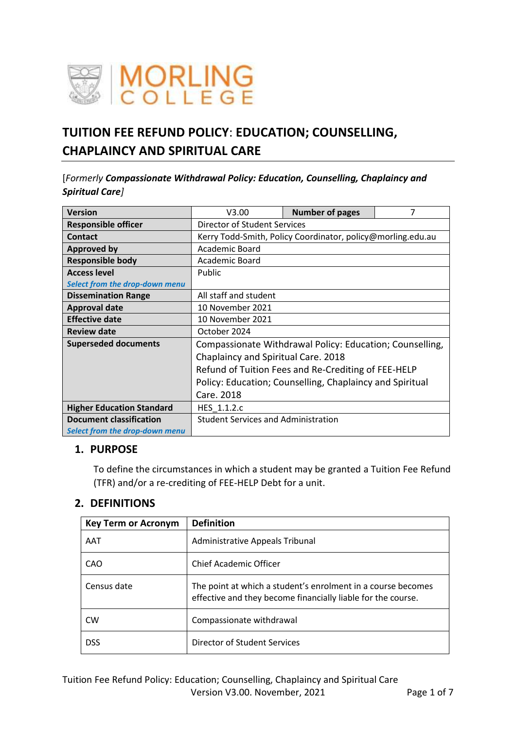# TUITION FEE REFUND POLICY: EDUCATION; COUNSELLING, CHAPLAINCY AND SPIRITUAL CARE

[*Formerly* ***Compassionate Withdrawal Policy: Education, Counselling, Chaplaincy and Spiritual Care***]

| | | | |
|---|---|---|---|
| **Version** | V3.00 | **Number of pages** | 7 |
| **Responsible officer** | Director of Student Services | | |
| **Contact** | Kerry Todd-Smith, Policy Coordinator, policy@morling.edu.au | | |
| **Approved by** | Academic Board | | |
| **Responsible body** | Academic Board | | |
| **Access level** *Select from the drop-down menu* | Public | | |
| **Dissemination Range** | All staff and student | | |
| **Approval date** | 10 November 2021 | | |
| **Effective date** | 10 November 2021 | | |
| **Review date** | October 2024 | | |
| **Superseded documents** | Compassionate Withdrawal Policy: Education; Counselling, Chaplaincy and Spiritual Care. 2018<br>Refund of Tuition Fees and Re-Crediting of FEE-HELP Policy: Education; Counselling, Chaplaincy and Spiritual Care. 2018 | | |
| **Higher Education Standard** | HES_1.1.2.c | | |
| **Document classification** *Select from the drop-down menu* | Student Services and Administration | | |

## 1. PURPOSE

To define the circumstances in which a student may be granted a Tuition Fee Refund (TFR) and/or a re-crediting of FEE-HELP Debt for a unit.

## 2. DEFINITIONS

| Key Term or Acronym | Definition |
|---|---|
| AAT | Administrative Appeals Tribunal |
| CAO | Chief Academic Officer |
| Census date | The point at which a student's enrolment in a course becomes effective and they become financially liable for the course. |
| CW | Compassionate withdrawal |
| DSS | Director of Student Services |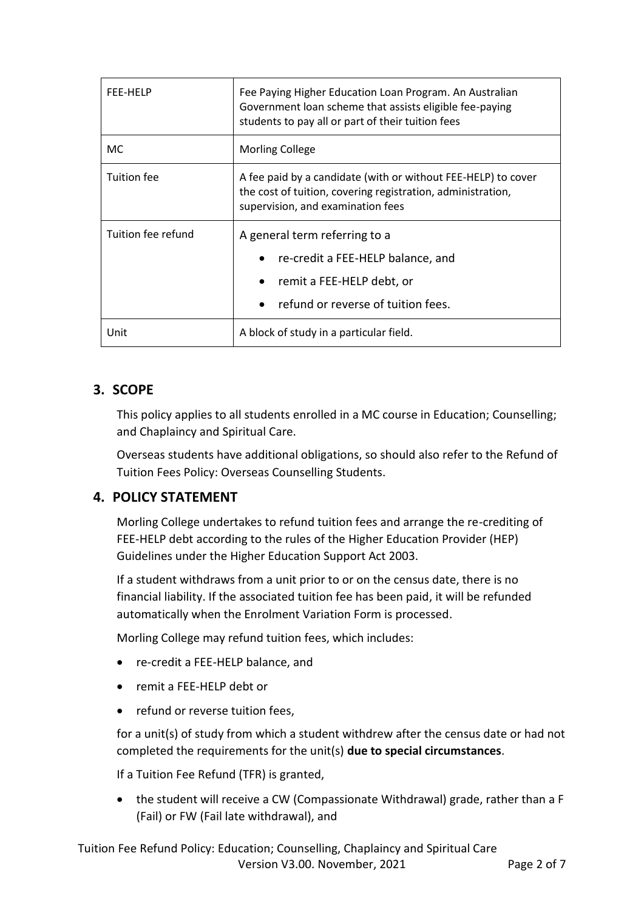| | |
|---|---|
| FEE-HELP | Fee Paying Higher Education Loan Program. An Australian Government loan scheme that assists eligible fee-paying students to pay all or part of their tuition fees |
| MC | Morling College |
| Tuition fee | A fee paid by a candidate (with or without FEE-HELP) to cover the cost of tuition, covering registration, administration, supervision, and examination fees |
| Tuition fee refund | A general term referring to a<br>• re-credit a FEE-HELP balance, and<br>• remit a FEE-HELP debt, or<br>• refund or reverse of tuition fees. |
| Unit | A block of study in a particular field. |

## 3. SCOPE

This policy applies to all students enrolled in a MC course in Education; Counselling; and Chaplaincy and Spiritual Care.

Overseas students have additional obligations, so should also refer to the Refund of Tuition Fees Policy: Overseas Counselling Students.

## 4. POLICY STATEMENT

Morling College undertakes to refund tuition fees and arrange the re-crediting of FEE-HELP debt according to the rules of the Higher Education Provider (HEP) Guidelines under the Higher Education Support Act 2003.

If a student withdraws from a unit prior to or on the census date, there is no financial liability. If the associated tuition fee has been paid, it will be refunded automatically when the Enrolment Variation Form is processed.

Morling College may refund tuition fees, which includes:

- re-credit a FEE-HELP balance, and
- remit a FEE-HELP debt or
- refund or reverse tuition fees,

for a unit(s) of study from which a student withdrew after the census date or had not completed the requirements for the unit(s) **due to special circumstances**.

If a Tuition Fee Refund (TFR) is granted,

- the student will receive a CW (Compassionate Withdrawal) grade, rather than a F (Fail) or FW (Fail late withdrawal), and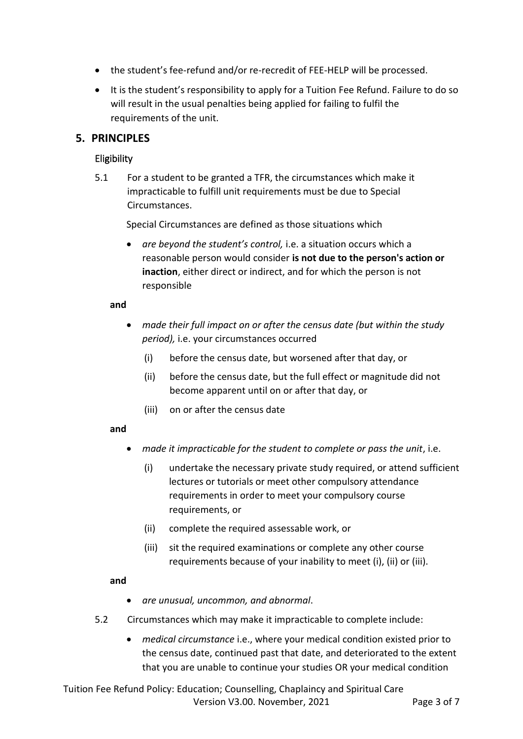- the student's fee-refund and/or re-recredit of FEE-HELP will be processed.
- It is the student's responsibility to apply for a Tuition Fee Refund. Failure to do so will result in the usual penalties being applied for failing to fulfil the requirements of the unit.

## 5. PRINCIPLES

### Eligibility

5.1 For a student to be granted a TFR, the circumstances which make it impracticable to fulfill unit requirements must be due to Special Circumstances.

Special Circumstances are defined as those situations which

- *are beyond the student's control,* i.e. a situation occurs which a reasonable person would consider **is not due to the person's action or inaction**, either direct or indirect, and for which the person is not responsible

**and**

- *made their full impact on or after the census date (but within the study period),* i.e. your circumstances occurred
  - (i) before the census date, but worsened after that day, or
  - (ii) before the census date, but the full effect or magnitude did not become apparent until on or after that day, or
  - (iii) on or after the census date

**and**

- *made it impracticable for the student to complete or pass the unit*, i.e.
  - (i) undertake the necessary private study required, or attend sufficient lectures or tutorials or meet other compulsory attendance requirements in order to meet your compulsory course requirements, or
  - (ii) complete the required assessable work, or
  - (iii) sit the required examinations or complete any other course requirements because of your inability to meet (i), (ii) or (iii).

**and**

- *are unusual, uncommon, and abnormal*.

5.2 Circumstances which may make it impracticable to complete include:

- *medical circumstance* i.e., where your medical condition existed prior to the census date, continued past that date, and deteriorated to the extent that you are unable to continue your studies OR your medical condition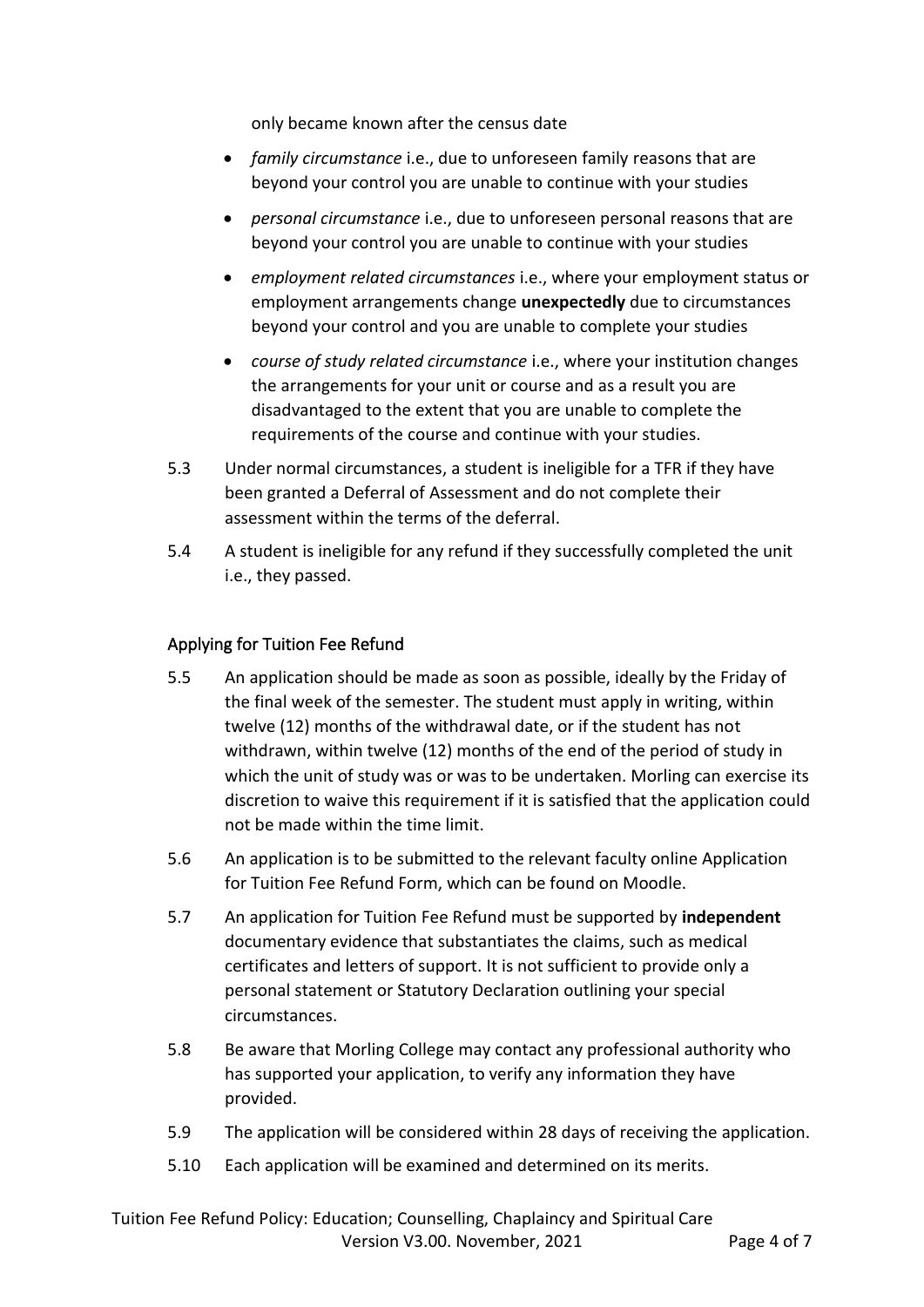only became known after the census date

- *family circumstance* i.e., due to unforeseen family reasons that are beyond your control you are unable to continue with your studies
- *personal circumstance* i.e., due to unforeseen personal reasons that are beyond your control you are unable to continue with your studies
- *employment related circumstances* i.e., where your employment status or employment arrangements change **unexpectedly** due to circumstances beyond your control and you are unable to complete your studies
- *course of study related circumstance* i.e., where your institution changes the arrangements for your unit or course and as a result you are disadvantaged to the extent that you are unable to complete the requirements of the course and continue with your studies.

5.3 Under normal circumstances, a student is ineligible for a TFR if they have been granted a Deferral of Assessment and do not complete their assessment within the terms of the deferral.

5.4 A student is ineligible for any refund if they successfully completed the unit i.e., they passed.

## Applying for Tuition Fee Refund

5.5 An application should be made as soon as possible, ideally by the Friday of the final week of the semester. The student must apply in writing, within twelve (12) months of the withdrawal date, or if the student has not withdrawn, within twelve (12) months of the end of the period of study in which the unit of study was or was to be undertaken. Morling can exercise its discretion to waive this requirement if it is satisfied that the application could not be made within the time limit.

5.6 An application is to be submitted to the relevant faculty online Application for Tuition Fee Refund Form, which can be found on Moodle.

5.7 An application for Tuition Fee Refund must be supported by **independent** documentary evidence that substantiates the claims, such as medical certificates and letters of support. It is not sufficient to provide only a personal statement or Statutory Declaration outlining your special circumstances.

5.8 Be aware that Morling College may contact any professional authority who has supported your application, to verify any information they have provided.

5.9 The application will be considered within 28 days of receiving the application.

5.10 Each application will be examined and determined on its merits.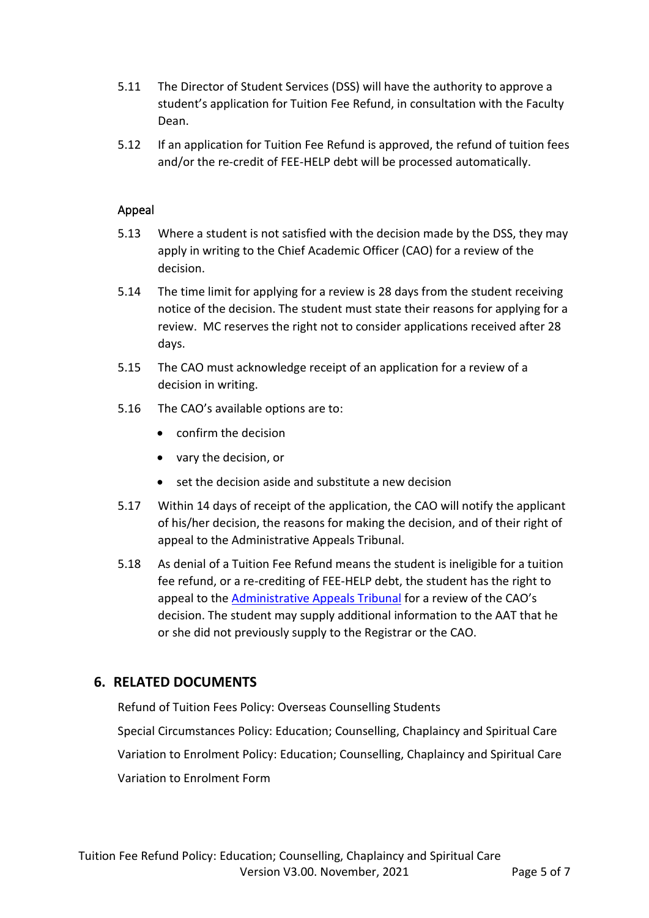5.11 The Director of Student Services (DSS) will have the authority to approve a student's application for Tuition Fee Refund, in consultation with the Faculty Dean.

5.12 If an application for Tuition Fee Refund is approved, the refund of tuition fees and/or the re-credit of FEE-HELP debt will be processed automatically.

### Appeal

5.13 Where a student is not satisfied with the decision made by the DSS, they may apply in writing to the Chief Academic Officer (CAO) for a review of the decision.

5.14 The time limit for applying for a review is 28 days from the student receiving notice of the decision. The student must state their reasons for applying for a review. MC reserves the right not to consider applications received after 28 days.

5.15 The CAO must acknowledge receipt of an application for a review of a decision in writing.

5.16 The CAO's available options are to:

- confirm the decision
- vary the decision, or
- set the decision aside and substitute a new decision

5.17 Within 14 days of receipt of the application, the CAO will notify the applicant of his/her decision, the reasons for making the decision, and of their right of appeal to the Administrative Appeals Tribunal.

5.18 As denial of a Tuition Fee Refund means the student is ineligible for a tuition fee refund, or a re-crediting of FEE-HELP debt, the student has the right to appeal to the Administrative Appeals Tribunal for a review of the CAO's decision. The student may supply additional information to the AAT that he or she did not previously supply to the Registrar or the CAO.

## 6. RELATED DOCUMENTS

Refund of Tuition Fees Policy: Overseas Counselling Students

Special Circumstances Policy: Education; Counselling, Chaplaincy and Spiritual Care

Variation to Enrolment Policy: Education; Counselling, Chaplaincy and Spiritual Care

Variation to Enrolment Form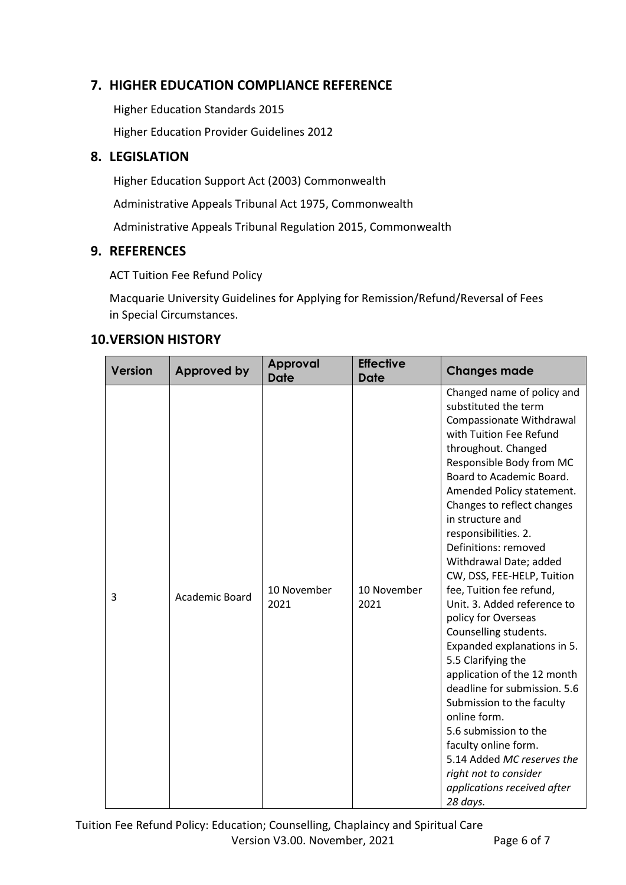## 7. HIGHER EDUCATION COMPLIANCE REFERENCE

Higher Education Standards 2015

Higher Education Provider Guidelines 2012

## 8. LEGISLATION

Higher Education Support Act (2003) Commonwealth

Administrative Appeals Tribunal Act 1975, Commonwealth

Administrative Appeals Tribunal Regulation 2015, Commonwealth

## 9. REFERENCES

ACT Tuition Fee Refund Policy

Macquarie University Guidelines for Applying for Remission/Refund/Reversal of Fees in Special Circumstances.

## 10. VERSION HISTORY

| Version | Approved by | Approval Date | Effective Date | Changes made |
|---|---|---|---|---|
| 3 | Academic Board | 10 November 2021 | 10 November 2021 | Changed name of policy and substituted the term Compassionate Withdrawal with Tuition Fee Refund throughout. Changed Responsible Body from MC Board to Academic Board. Amended Policy statement. Changes to reflect changes in structure and responsibilities. 2. Definitions: removed Withdrawal Date; added CW, DSS, FEE-HELP, Tuition fee, Tuition fee refund, Unit. 3. Added reference to policy for Overseas Counselling students. Expanded explanations in 5. 5.5 Clarifying the application of the 12 month deadline for submission. 5.6 Submission to the faculty online form. 5.6 submission to the faculty online form. 5.14 Added *MC reserves the right not to consider applications received after 28 days.* |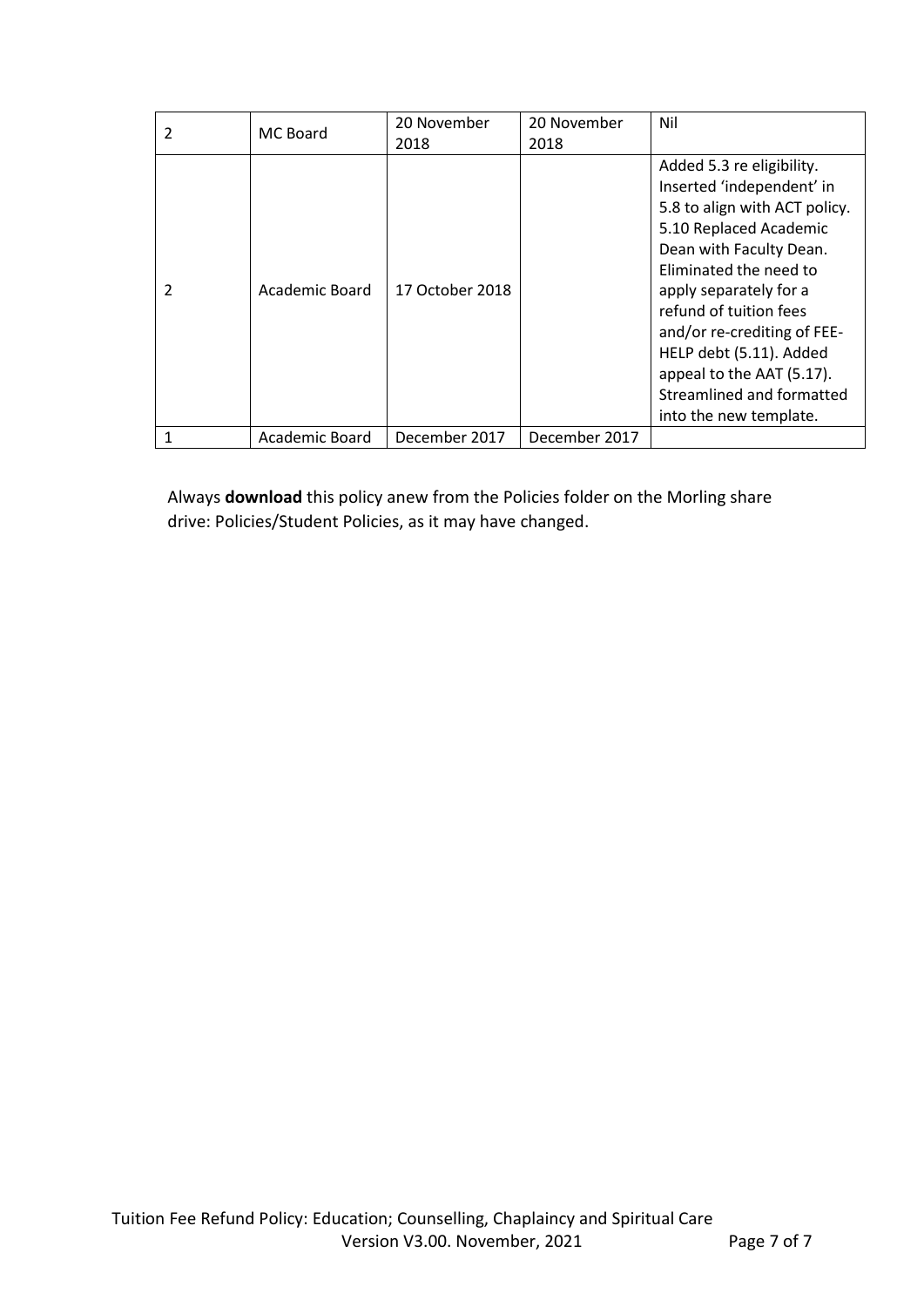| | | | | |
|---|---|---|---|---|
| 2 | MC Board | 20 November 2018 | 20 November 2018 | Nil |
| 2 | Academic Board | 17 October 2018 | | Added 5.3 re eligibility. Inserted 'independent' in 5.8 to align with ACT policy. 5.10 Replaced Academic Dean with Faculty Dean. Eliminated the need to apply separately for a refund of tuition fees and/or re-crediting of FEE-HELP debt (5.11). Added appeal to the AAT (5.17). Streamlined and formatted into the new template. |
| 1 | Academic Board | December 2017 | December 2017 | |

Always **download** this policy anew from the Policies folder on the Morling share drive: Policies/Student Policies, as it may have changed.